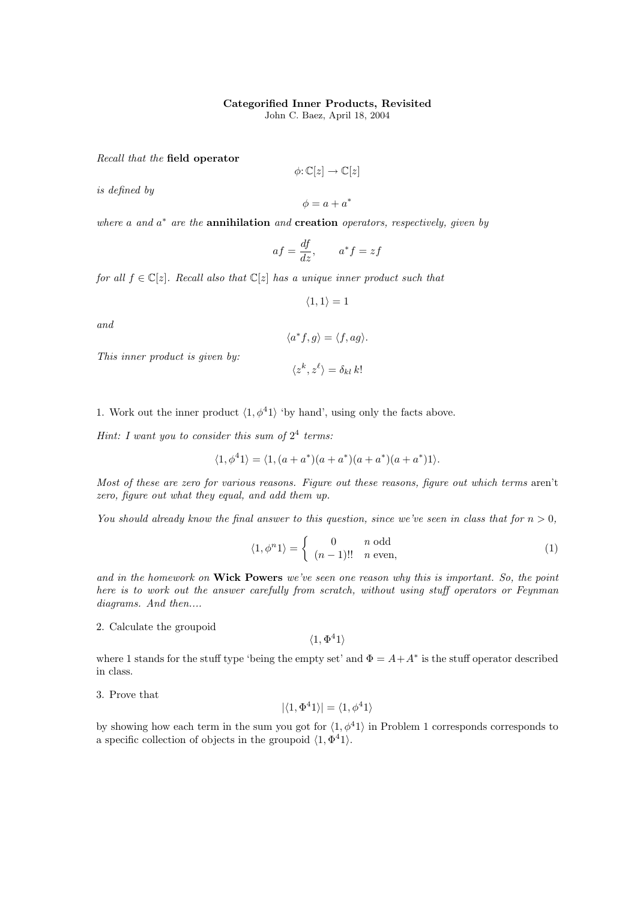**Categorified Inner Products, Revisited**

John C. Baez, April 18, 2004

*Recall that the* **field operator**

$$\phi: \mathbb{C}[z] \to \mathbb{C}[z]$$

*is defined by*

$$\phi = a + a^*$$

*where* $a$ *and* $a^*$ *are the* **annihilation** *and* **creation** *operators, respectively, given by*

$$af = \frac{df}{dz}, \qquad a^* f = zf$$

*for all* $f \in \mathbb{C}[z]$. *Recall also that* $\mathbb{C}[z]$ *has a unique inner product such that*

$$\langle 1, 1 \rangle = 1$$

*and*

$$\langle a^* f, g \rangle = \langle f, ag \rangle.$$

*This inner product is given by:*

$$\langle z^k, z^\ell \rangle = \delta_{kl}\, k!$$

1. Work out the inner product $\langle 1, \phi^4 1 \rangle$ 'by hand', using only the facts above.

*Hint: I want you to consider this sum of* $2^4$ *terms:*

$$\langle 1, \phi^4 1 \rangle = \langle 1, (a + a^*)(a + a^*)(a + a^*)(a + a^*) 1 \rangle.$$

*Most of these are zero for various reasons. Figure out these reasons, figure out which terms* aren't *zero, figure out what they equal, and add them up.*

*You should already know the final answer to this question, since we've seen in class that for* $n > 0$,

$$\langle 1, \phi^n 1 \rangle = \left\{ \begin{array}{cc} 0 & n \text{ odd} \\ (n-1)!! & n \text{ even}, \end{array} \right. \tag{1}$$

*and in the homework on* **Wick Powers** *we've seen one reason why this is important. So, the point here is to work out the answer carefully from scratch, without using stuff operators or Feynman diagrams. And then....*

2. Calculate the groupoid

$$\langle 1, \Phi^4 1 \rangle$$

where 1 stands for the stuff type 'being the empty set' and $\Phi = A + A^*$ is the stuff operator described in class.

3. Prove that

$$|\langle 1, \Phi^4 1 \rangle| = \langle 1, \phi^4 1 \rangle$$

by showing how each term in the sum you got for $\langle 1, \phi^4 1 \rangle$ in Problem 1 corresponds corresponds to a specific collection of objects in the groupoid $\langle 1, \Phi^4 1 \rangle$.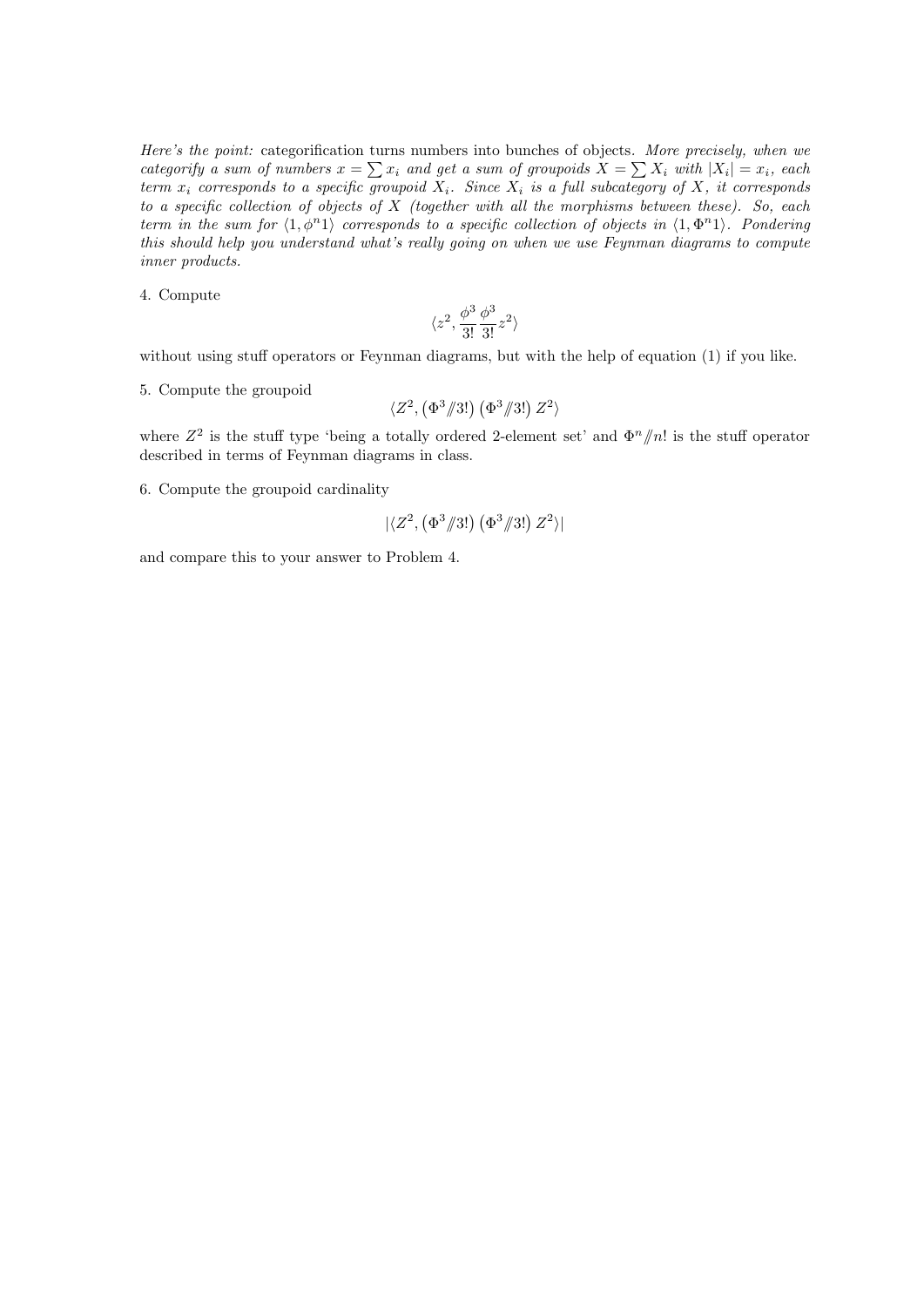*Here's the point:* categorification turns numbers into bunches of objects. *More precisely, when we categorify a sum of numbers $x = \sum x_i$ and get a sum of groupoids $X = \sum X_i$ with $|X_i| = x_i$, each term $x_i$ corresponds to a specific groupoid $X_i$. Since $X_i$ is a full subcategory of $X$, it corresponds to a specific collection of objects of $X$ (together with all the morphisms between these). So, each term in the sum for $\langle 1, \phi^n 1\rangle$ corresponds to a specific collection of objects in $\langle 1, \Phi^n 1\rangle$. Pondering this should help you understand what's really going on when we use Feynman diagrams to compute inner products.*

4. Compute

$$\langle z^2, \frac{\phi^3}{3!}\frac{\phi^3}{3!} z^2\rangle$$

without using stuff operators or Feynman diagrams, but with the help of equation (1) if you like.

5. Compute the groupoid

$$\langle Z^2, \left(\Phi^3 /\!\!/ 3!\right) \left(\Phi^3 /\!\!/ 3!\right) Z^2\rangle$$

where $Z^2$ is the stuff type 'being a totally ordered 2-element set' and $\Phi^n /\!\!/ n!$ is the stuff operator described in terms of Feynman diagrams in class.

6. Compute the groupoid cardinality

$$|\langle Z^2, \left(\Phi^3 /\!\!/ 3!\right) \left(\Phi^3 /\!\!/ 3!\right) Z^2\rangle|$$

and compare this to your answer to Problem 4.